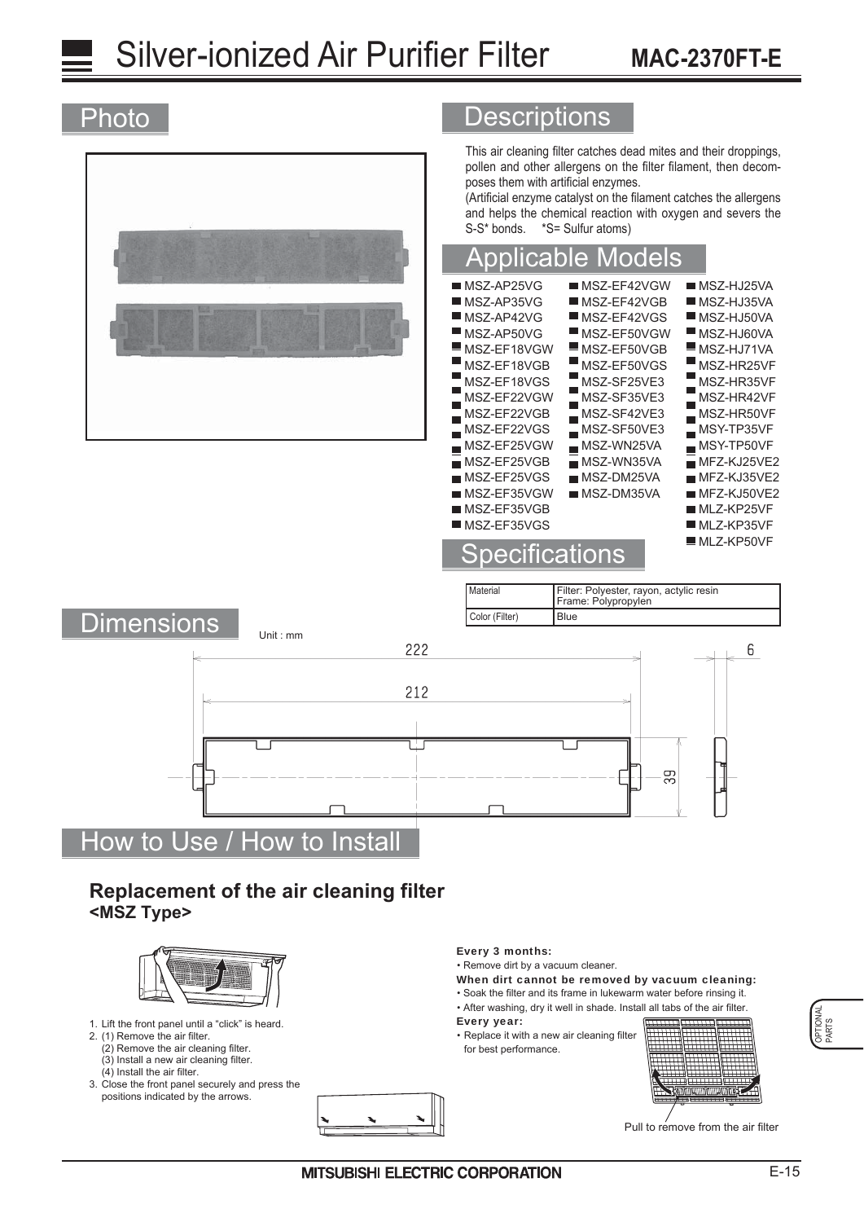# Silver-ionized Air Purifier Filter

**MAC-2370FT-E**

## Photo

## Descriptions

This air cleaning filter catches dead mites and their droppings, pollen and other allergens on the filter filament, then decomposes them with artificial enzymes.
(Artificial enzyme catalyst on the filament catches the allergens and helps the chemical reaction with oxygen and severs the S-S* bonds. *S= Sulfur atoms)

## Applicable Models

- MSZ-AP25VG
- MSZ-AP35VG
- MSZ-AP42VG
- MSZ-AP50VG
- MSZ-EF18VGW
- MSZ-EF18VGB
- MSZ-EF18VGS
- MSZ-EF22VGW
- MSZ-EF22VGB
- MSZ-EF22VGS
- MSZ-EF25VGW
- MSZ-EF25VGB
- MSZ-EF25VGS
- MSZ-EF35VGW
- MSZ-EF35VGB
- MSZ-EF35VGS
- MSZ-EF42VGW
- MSZ-EF42VGB
- MSZ-EF42VGS
- MSZ-EF50VGW
- MSZ-EF50VGB
- MSZ-EF50VGS
- MSZ-SF25VE3
- MSZ-SF35VE3
- MSZ-SF42VE3
- MSZ-SF50VE3
- MSZ-WN25VA
- MSZ-WN35VA
- MSZ-DM25VA
- MSZ-DM35VA
- MSZ-HJ25VA
- MSZ-HJ35VA
- MSZ-HJ50VA
- MSZ-HJ60VA
- MSZ-HJ71VA
- MSZ-HR25VF
- MSZ-HR35VF
- MSZ-HR42VF
- MSZ-HR50VF
- MSY-TP35VF
- MSY-TP50VF
- MFZ-KJ25VE2
- MFZ-KJ35VE2
- MFZ-KJ50VE2
- MLZ-KP25VF
- MLZ-KP35VF
- MLZ-KP50VF

## Specifications

| Material | Filter: Polyester, rayon, actylic resin<br>Frame: Polypropylen |
|---|---|
| Color (Filter) | Blue |

## Dimensions

Unit : mm

222, 212, 6, 39

## How to Use / How to Install

### Replacement of the air cleaning filter
**<MSZ Type>**

1. Lift the front panel until a "click" is heard.
2. (1) Remove the air filter.
   (2) Remove the air cleaning filter.
   (3) Install a new air cleaning filter.
   (4) Install the air filter.
3. Close the front panel securely and press the positions indicated by the arrows.

**Every 3 months:**
- Remove dirt by a vacuum cleaner.

**When dirt cannot be removed by vacuum cleaning:**
- Soak the filter and its frame in lukewarm water before rinsing it.
- After washing, dry it well in shade. Install all tabs of the air filter.

**Every year:**
- Replace it with a new air cleaning filter for best performance.

Pull to remove from the air filter

OPTIONAL PARTS

MITSUBISHI ELECTRIC CORPORATION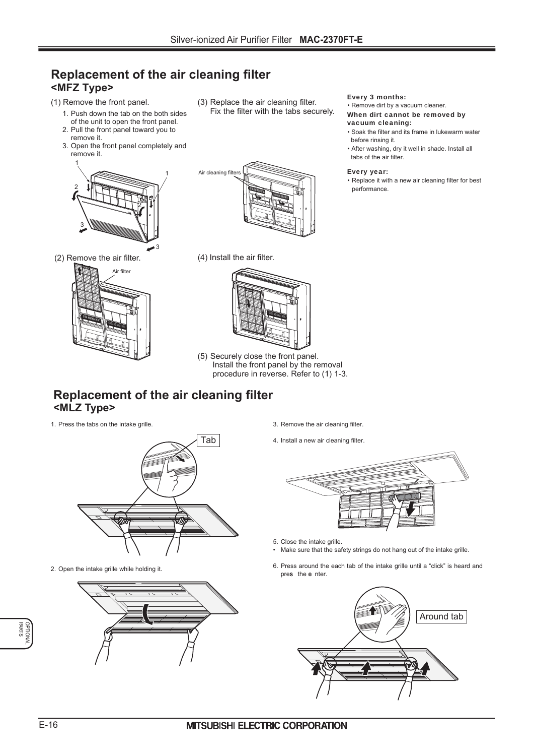## Replacement of the air cleaning filter

### <MFZ Type>

(1) Remove the front panel.

1. Push down the tab on the both sides of the unit to open the front panel.
2. Pull the front panel toward you to remove it.
3. Open the front panel completely and remove it.

(2) Remove the air filter.

Air filter

(3) Replace the air cleaning filter.
Fix the filter with the tabs securely.

Air cleaning filters

(4) Install the air filter.

(5) Securely close the front panel.
Install the front panel by the removal procedure in reverse. Refer to (1) 1-3.

**Every 3 months:**

- Remove dirt by a vacuum cleaner.

**When dirt cannot be removed by vacuum cleaning:**

- Soak the filter and its frame in lukewarm water before rinsing it.
- After washing, dry it well in shade. Install all tabs of the air filter.

**Every year:**

- Replace it with a new air cleaning filter for best performance.

## Replacement of the air cleaning filter

### <MLZ Type>

1. Press the tabs on the intake grille.

Tab

2. Open the intake grille while holding it.

3. Remove the air cleaning filter.
4. Install a new air cleaning filter.
5. Close the intake grille.

- Make sure that the safety strings do not hang out of the intake grille.

6. Press around the each tab of the intake grille until a "click" is heard and pres the e nter.

Around tab

OPTIONAL PARTS